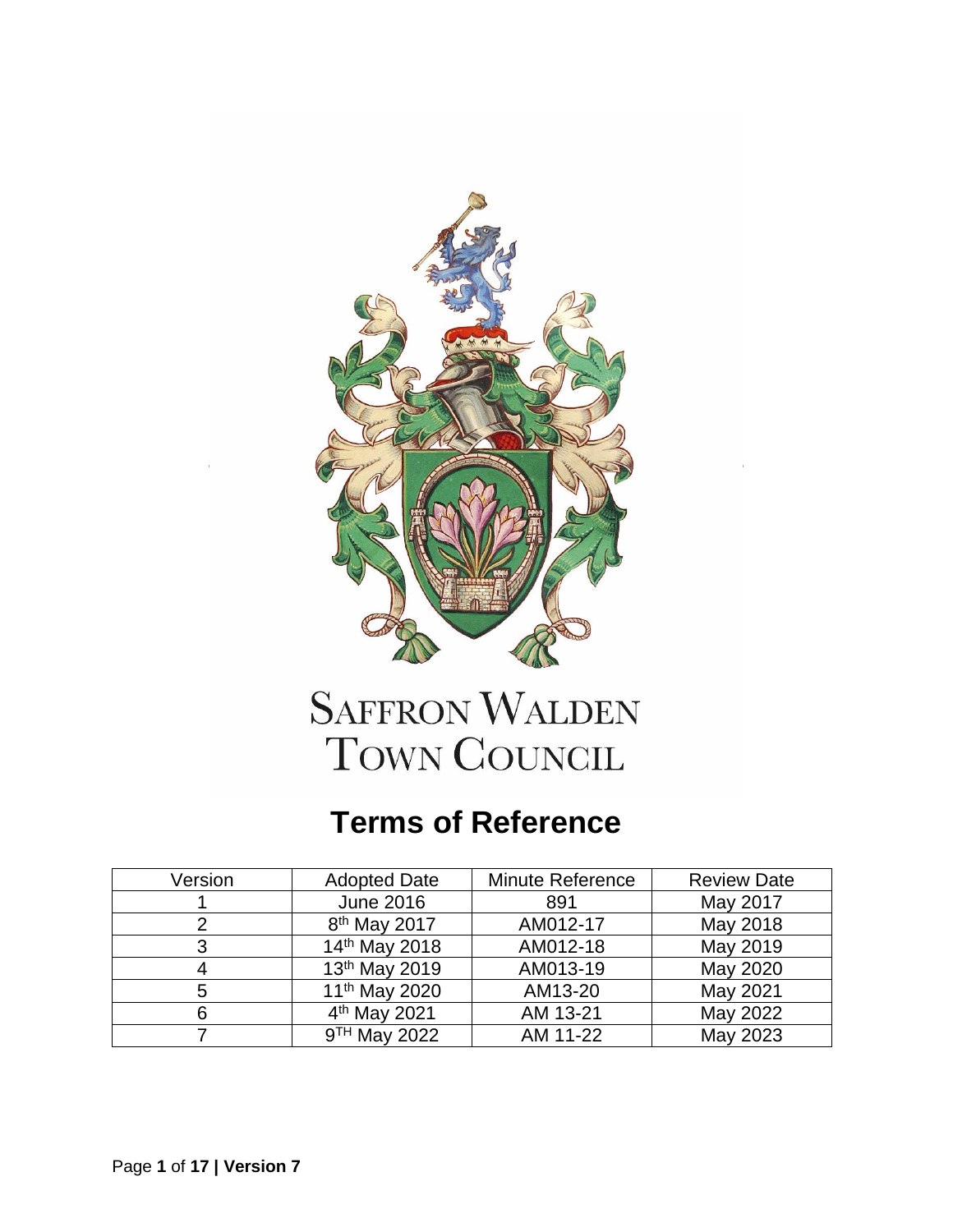SAFFRON WALDEN
TOWN COUNCIL

# Terms of Reference

| Version | Adopted Date | Minute Reference | Review Date |
|---|---|---|---|
| 1 | June 2016 | 891 | May 2017 |
| 2 | 8th May 2017 | AM012-17 | May 2018 |
| 3 | 14th May 2018 | AM012-18 | May 2019 |
| 4 | 13th May 2019 | AM013-19 | May 2020 |
| 5 | 11th May 2020 | AM13-20 | May 2021 |
| 6 | 4th May 2021 | AM 13-21 | May 2022 |
| 7 | 9TH May 2022 | AM 11-22 | May 2023 |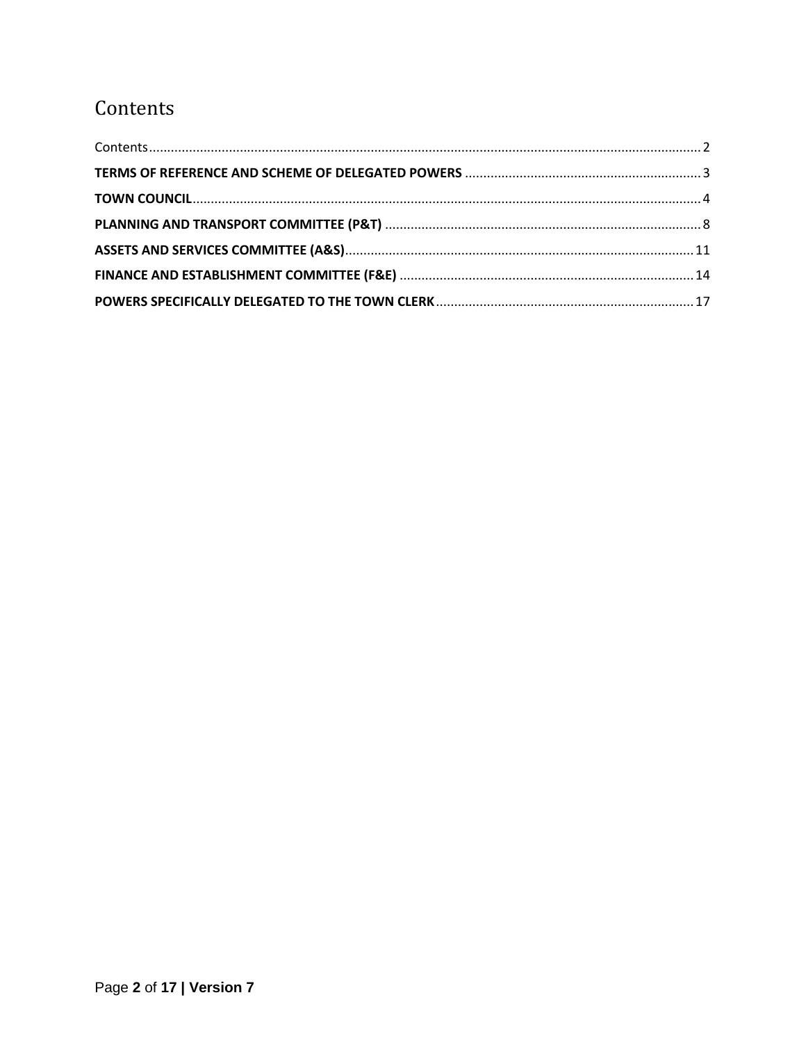# Contents

Contents .......................................................................................................................................... 2

**TERMS OF REFERENCE AND SCHEME OF DELEGATED POWERS** ................................................................ 3

**TOWN COUNCIL** ............................................................................................................................... 4

**PLANNING AND TRANSPORT COMMITTEE (P&T)** ...................................................................................... 8

**ASSETS AND SERVICES COMMITTEE (A&S)** ............................................................................................ 11

**FINANCE AND ESTABLISHMENT COMMITTEE (F&E)** ................................................................................. 14

**POWERS SPECIFICALLY DELEGATED TO THE TOWN CLERK** ...................................................................... 17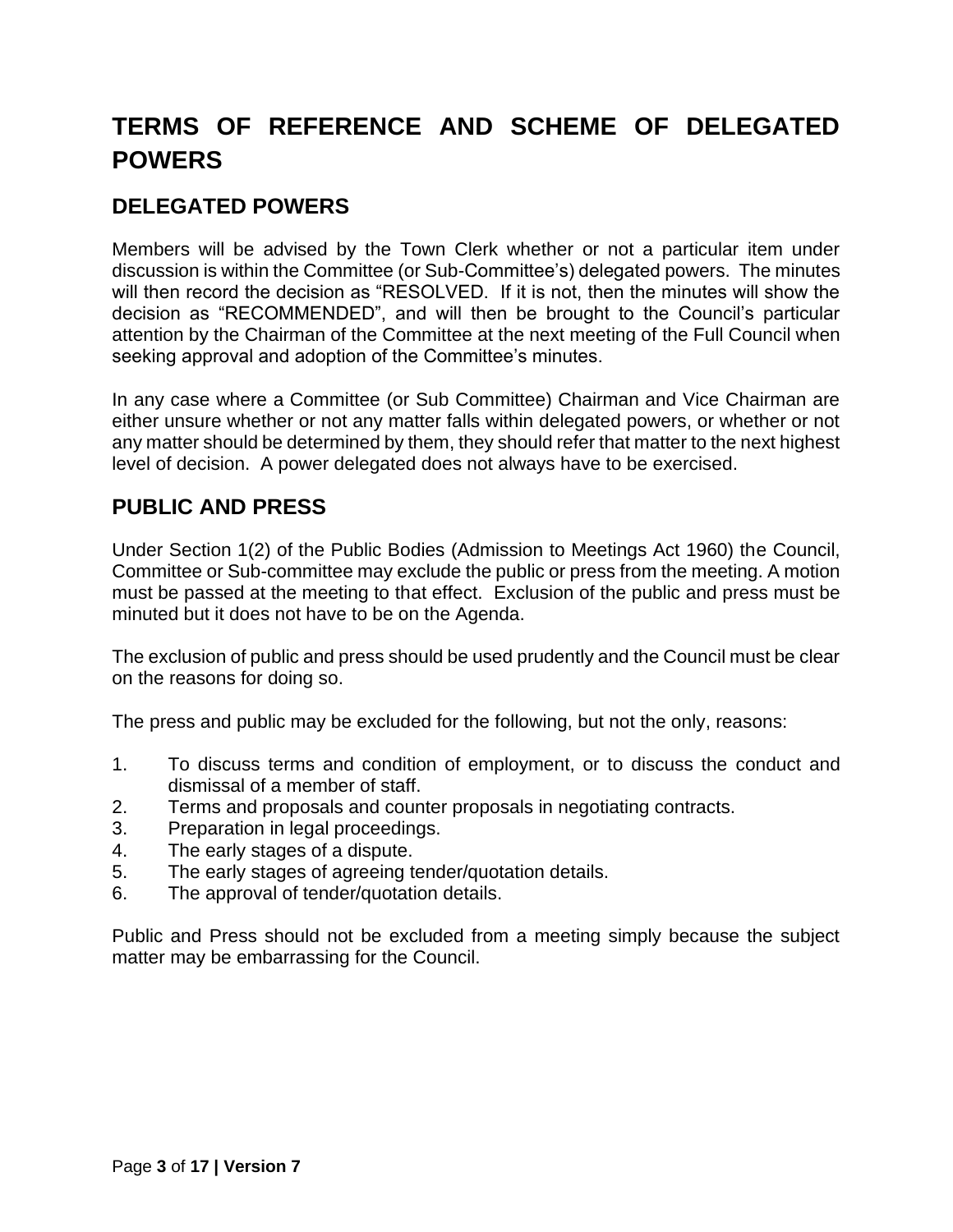# TERMS OF REFERENCE AND SCHEME OF DELEGATED POWERS

## DELEGATED POWERS

Members will be advised by the Town Clerk whether or not a particular item under discussion is within the Committee (or Sub-Committee's) delegated powers. The minutes will then record the decision as "RESOLVED. If it is not, then the minutes will show the decision as "RECOMMENDED", and will then be brought to the Council's particular attention by the Chairman of the Committee at the next meeting of the Full Council when seeking approval and adoption of the Committee's minutes.

In any case where a Committee (or Sub Committee) Chairman and Vice Chairman are either unsure whether or not any matter falls within delegated powers, or whether or not any matter should be determined by them, they should refer that matter to the next highest level of decision. A power delegated does not always have to be exercised.

## PUBLIC AND PRESS

Under Section 1(2) of the Public Bodies (Admission to Meetings Act 1960) the Council, Committee or Sub-committee may exclude the public or press from the meeting. A motion must be passed at the meeting to that effect. Exclusion of the public and press must be minuted but it does not have to be on the Agenda.

The exclusion of public and press should be used prudently and the Council must be clear on the reasons for doing so.

The press and public may be excluded for the following, but not the only, reasons:

1. To discuss terms and condition of employment, or to discuss the conduct and dismissal of a member of staff.
2. Terms and proposals and counter proposals in negotiating contracts.
3. Preparation in legal proceedings.
4. The early stages of a dispute.
5. The early stages of agreeing tender/quotation details.
6. The approval of tender/quotation details.

Public and Press should not be excluded from a meeting simply because the subject matter may be embarrassing for the Council.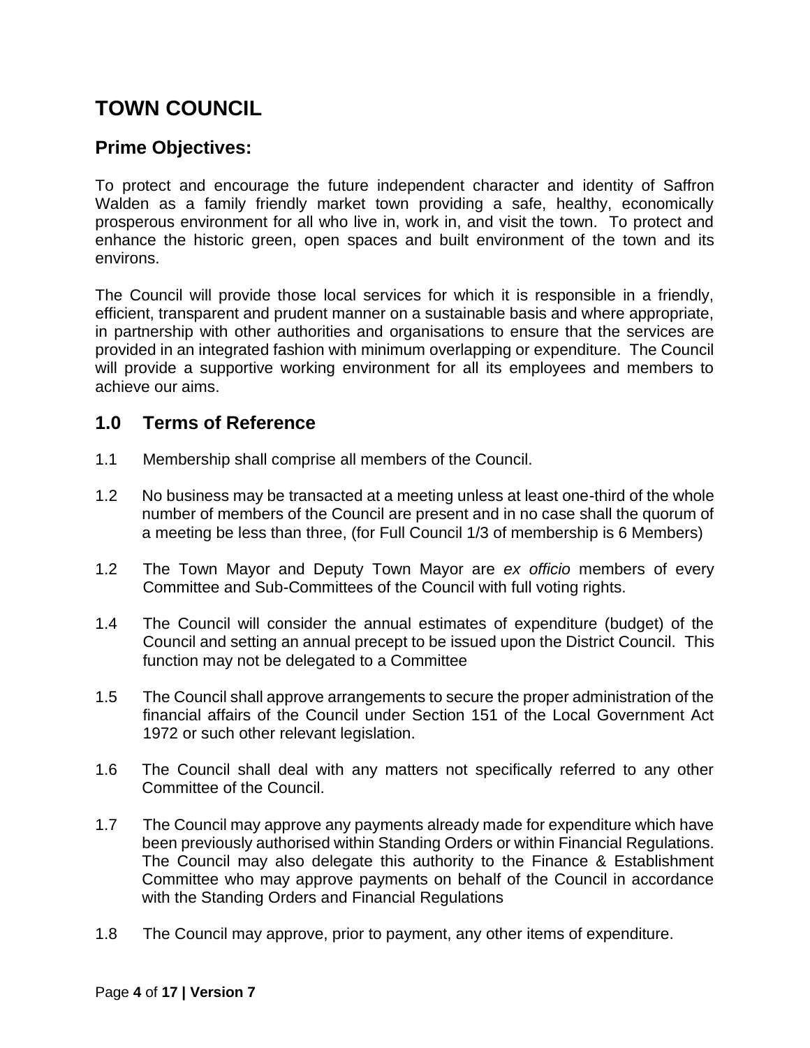# TOWN COUNCIL

## Prime Objectives:

To protect and encourage the future independent character and identity of Saffron Walden as a family friendly market town providing a safe, healthy, economically prosperous environment for all who live in, work in, and visit the town. To protect and enhance the historic green, open spaces and built environment of the town and its environs.

The Council will provide those local services for which it is responsible in a friendly, efficient, transparent and prudent manner on a sustainable basis and where appropriate, in partnership with other authorities and organisations to ensure that the services are provided in an integrated fashion with minimum overlapping or expenditure. The Council will provide a supportive working environment for all its employees and members to achieve our aims.

## 1.0 Terms of Reference

1.1 Membership shall comprise all members of the Council.

1.2 No business may be transacted at a meeting unless at least one-third of the whole number of members of the Council are present and in no case shall the quorum of a meeting be less than three, (for Full Council 1/3 of membership is 6 Members)

1.2 The Town Mayor and Deputy Town Mayor are *ex officio* members of every Committee and Sub-Committees of the Council with full voting rights.

1.4 The Council will consider the annual estimates of expenditure (budget) of the Council and setting an annual precept to be issued upon the District Council. This function may not be delegated to a Committee

1.5 The Council shall approve arrangements to secure the proper administration of the financial affairs of the Council under Section 151 of the Local Government Act 1972 or such other relevant legislation.

1.6 The Council shall deal with any matters not specifically referred to any other Committee of the Council.

1.7 The Council may approve any payments already made for expenditure which have been previously authorised within Standing Orders or within Financial Regulations. The Council may also delegate this authority to the Finance & Establishment Committee who may approve payments on behalf of the Council in accordance with the Standing Orders and Financial Regulations

1.8 The Council may approve, prior to payment, any other items of expenditure.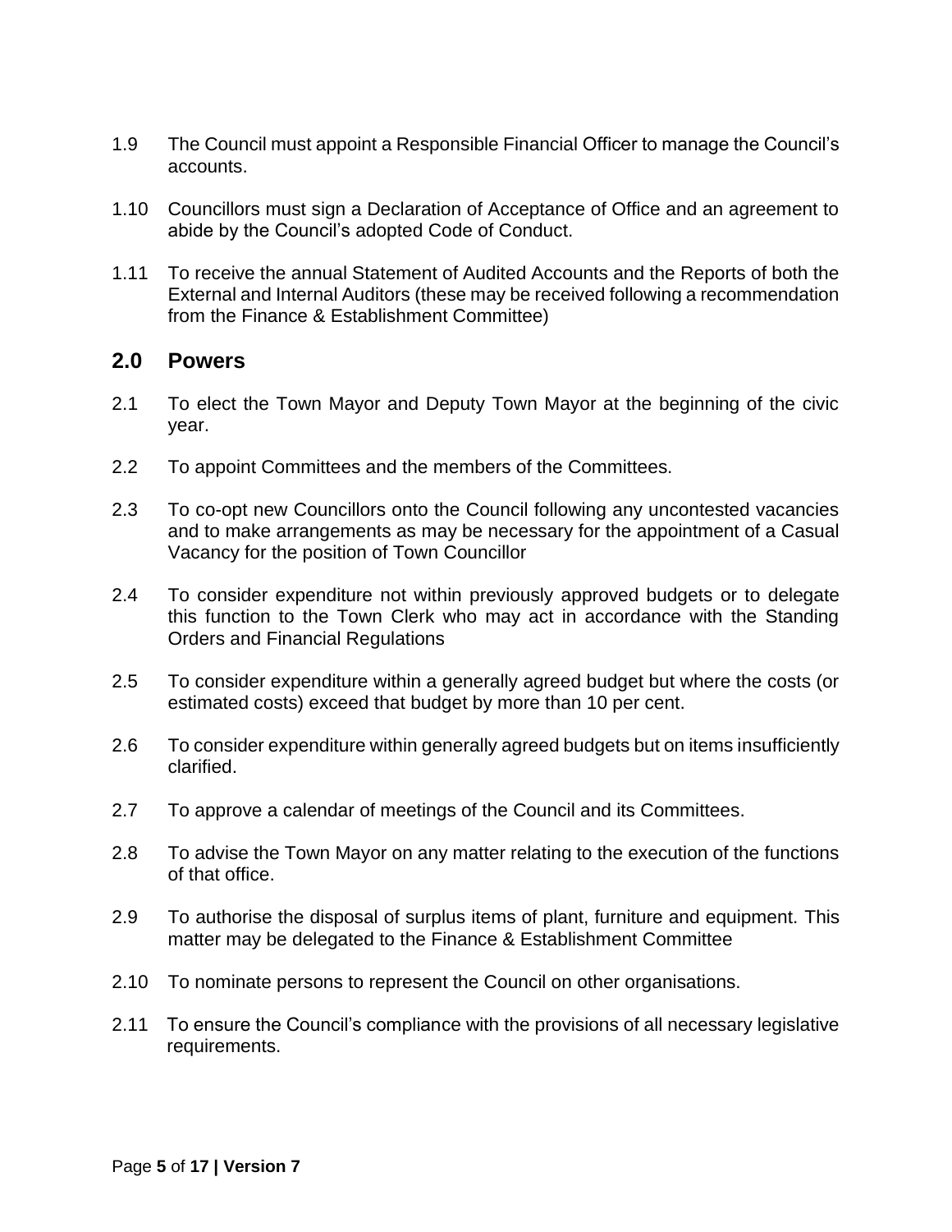1.9 The Council must appoint a Responsible Financial Officer to manage the Council's accounts.

1.10 Councillors must sign a Declaration of Acceptance of Office and an agreement to abide by the Council's adopted Code of Conduct.

1.11 To receive the annual Statement of Audited Accounts and the Reports of both the External and Internal Auditors (these may be received following a recommendation from the Finance & Establishment Committee)

## 2.0 Powers

2.1 To elect the Town Mayor and Deputy Town Mayor at the beginning of the civic year.

2.2 To appoint Committees and the members of the Committees.

2.3 To co-opt new Councillors onto the Council following any uncontested vacancies and to make arrangements as may be necessary for the appointment of a Casual Vacancy for the position of Town Councillor

2.4 To consider expenditure not within previously approved budgets or to delegate this function to the Town Clerk who may act in accordance with the Standing Orders and Financial Regulations

2.5 To consider expenditure within a generally agreed budget but where the costs (or estimated costs) exceed that budget by more than 10 per cent.

2.6 To consider expenditure within generally agreed budgets but on items insufficiently clarified.

2.7 To approve a calendar of meetings of the Council and its Committees.

2.8 To advise the Town Mayor on any matter relating to the execution of the functions of that office.

2.9 To authorise the disposal of surplus items of plant, furniture and equipment. This matter may be delegated to the Finance & Establishment Committee

2.10 To nominate persons to represent the Council on other organisations.

2.11 To ensure the Council's compliance with the provisions of all necessary legislative requirements.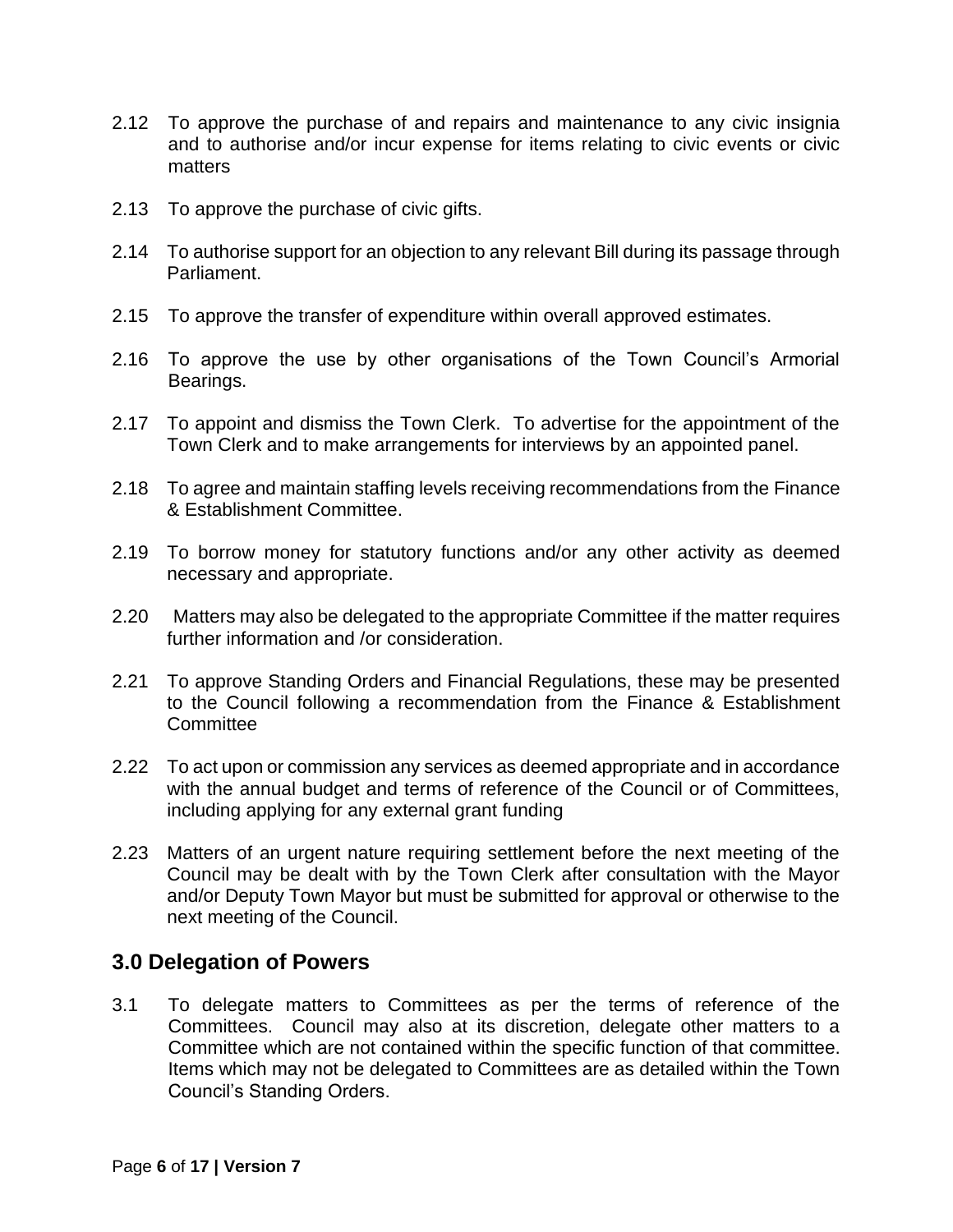2.12 To approve the purchase of and repairs and maintenance to any civic insignia and to authorise and/or incur expense for items relating to civic events or civic matters

2.13 To approve the purchase of civic gifts.

2.14 To authorise support for an objection to any relevant Bill during its passage through Parliament.

2.15 To approve the transfer of expenditure within overall approved estimates.

2.16 To approve the use by other organisations of the Town Council's Armorial Bearings.

2.17 To appoint and dismiss the Town Clerk. To advertise for the appointment of the Town Clerk and to make arrangements for interviews by an appointed panel.

2.18 To agree and maintain staffing levels receiving recommendations from the Finance & Establishment Committee.

2.19 To borrow money for statutory functions and/or any other activity as deemed necessary and appropriate.

2.20 Matters may also be delegated to the appropriate Committee if the matter requires further information and /or consideration.

2.21 To approve Standing Orders and Financial Regulations, these may be presented to the Council following a recommendation from the Finance & Establishment Committee

2.22 To act upon or commission any services as deemed appropriate and in accordance with the annual budget and terms of reference of the Council or of Committees, including applying for any external grant funding

2.23 Matters of an urgent nature requiring settlement before the next meeting of the Council may be dealt with by the Town Clerk after consultation with the Mayor and/or Deputy Town Mayor but must be submitted for approval or otherwise to the next meeting of the Council.

## 3.0 Delegation of Powers

3.1 To delegate matters to Committees as per the terms of reference of the Committees. Council may also at its discretion, delegate other matters to a Committee which are not contained within the specific function of that committee. Items which may not be delegated to Committees are as detailed within the Town Council's Standing Orders.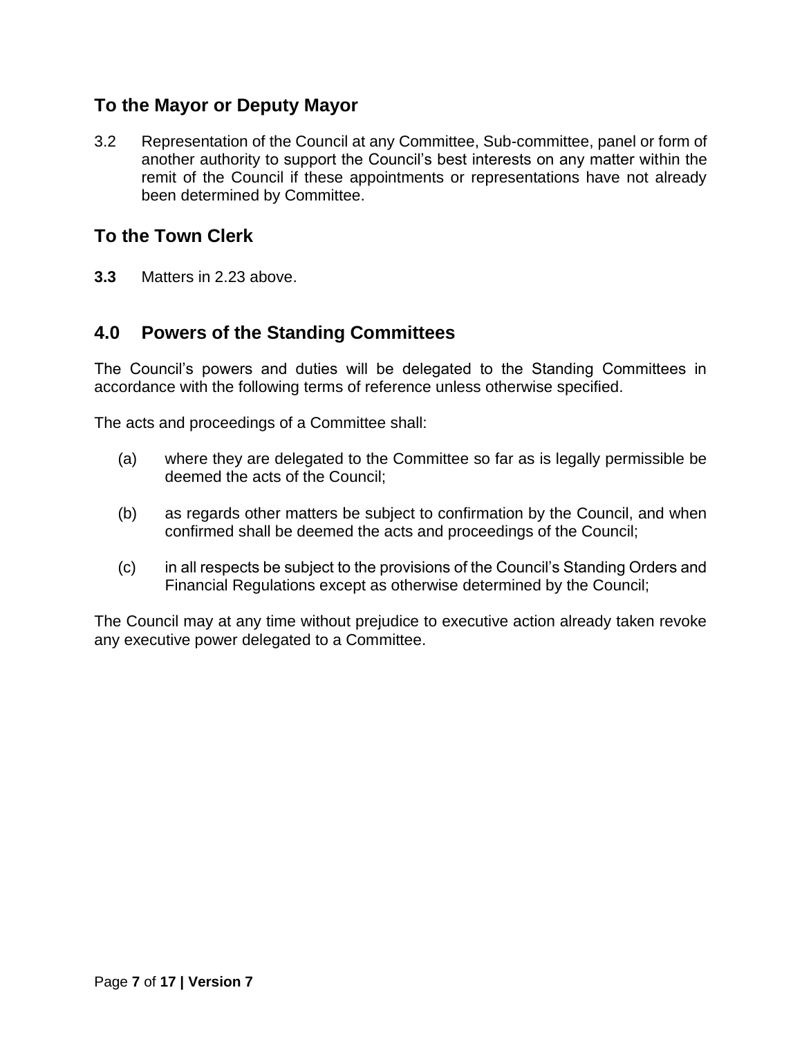## To the Mayor or Deputy Mayor

3.2 Representation of the Council at any Committee, Sub-committee, panel or form of another authority to support the Council's best interests on any matter within the remit of the Council if these appointments or representations have not already been determined by Committee.

## To the Town Clerk

**3.3** Matters in 2.23 above.

## 4.0 Powers of the Standing Committees

The Council's powers and duties will be delegated to the Standing Committees in accordance with the following terms of reference unless otherwise specified.

The acts and proceedings of a Committee shall:

(a) where they are delegated to the Committee so far as is legally permissible be deemed the acts of the Council;

(b) as regards other matters be subject to confirmation by the Council, and when confirmed shall be deemed the acts and proceedings of the Council;

(c) in all respects be subject to the provisions of the Council's Standing Orders and Financial Regulations except as otherwise determined by the Council;

The Council may at any time without prejudice to executive action already taken revoke any executive power delegated to a Committee.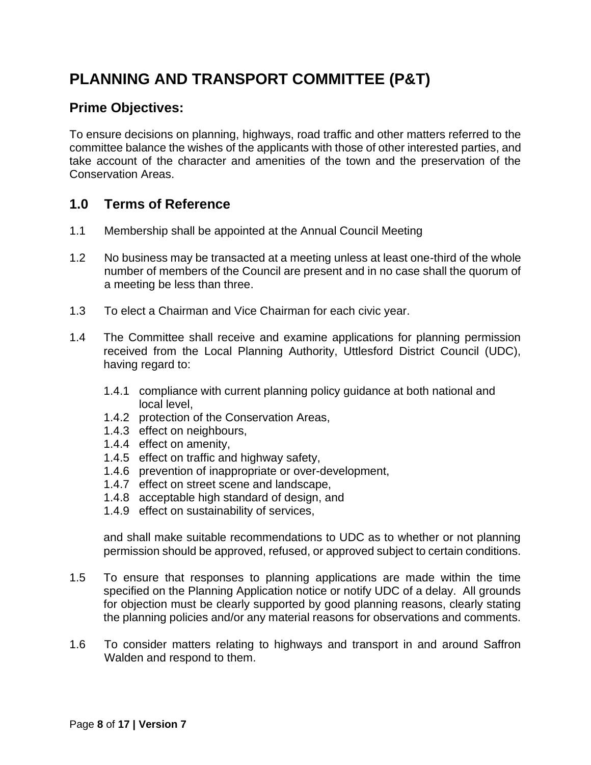# PLANNING AND TRANSPORT COMMITTEE (P&T)

## Prime Objectives:

To ensure decisions on planning, highways, road traffic and other matters referred to the committee balance the wishes of the applicants with those of other interested parties, and take account of the character and amenities of the town and the preservation of the Conservation Areas.

## 1.0 Terms of Reference

1.1 Membership shall be appointed at the Annual Council Meeting

1.2 No business may be transacted at a meeting unless at least one-third of the whole number of members of the Council are present and in no case shall the quorum of a meeting be less than three.

1.3 To elect a Chairman and Vice Chairman for each civic year.

1.4 The Committee shall receive and examine applications for planning permission received from the Local Planning Authority, Uttlesford District Council (UDC), having regard to:

- 1.4.1 compliance with current planning policy guidance at both national and local level,
- 1.4.2 protection of the Conservation Areas,
- 1.4.3 effect on neighbours,
- 1.4.4 effect on amenity,
- 1.4.5 effect on traffic and highway safety,
- 1.4.6 prevention of inappropriate or over-development,
- 1.4.7 effect on street scene and landscape,
- 1.4.8 acceptable high standard of design, and
- 1.4.9 effect on sustainability of services,

and shall make suitable recommendations to UDC as to whether or not planning permission should be approved, refused, or approved subject to certain conditions.

1.5 To ensure that responses to planning applications are made within the time specified on the Planning Application notice or notify UDC of a delay. All grounds for objection must be clearly supported by good planning reasons, clearly stating the planning policies and/or any material reasons for observations and comments.

1.6 To consider matters relating to highways and transport in and around Saffron Walden and respond to them.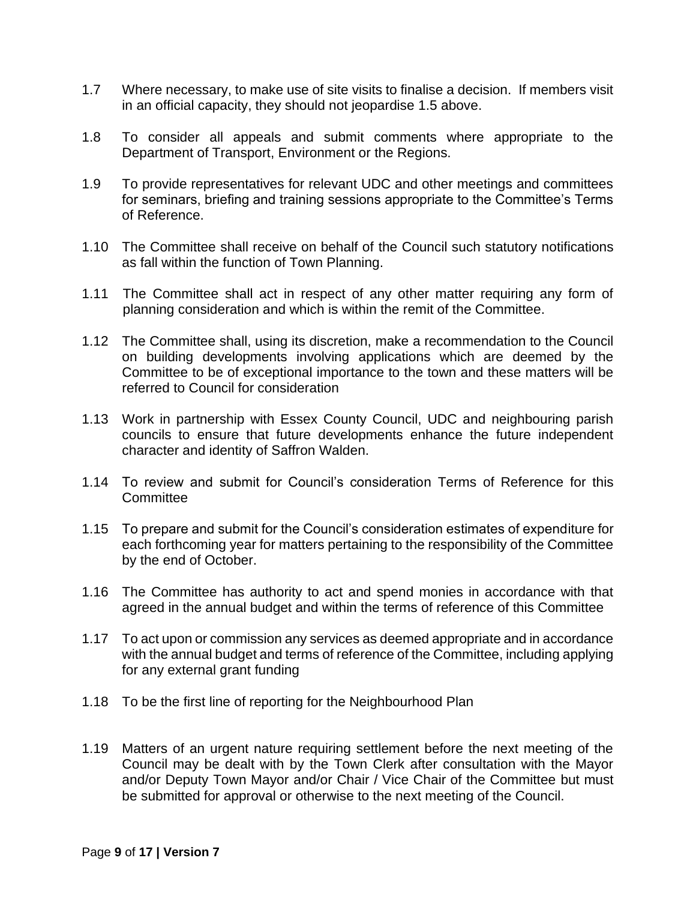1.7 Where necessary, to make use of site visits to finalise a decision. If members visit in an official capacity, they should not jeopardise 1.5 above.

1.8 To consider all appeals and submit comments where appropriate to the Department of Transport, Environment or the Regions.

1.9 To provide representatives for relevant UDC and other meetings and committees for seminars, briefing and training sessions appropriate to the Committee's Terms of Reference.

1.10 The Committee shall receive on behalf of the Council such statutory notifications as fall within the function of Town Planning.

1.11 The Committee shall act in respect of any other matter requiring any form of planning consideration and which is within the remit of the Committee.

1.12 The Committee shall, using its discretion, make a recommendation to the Council on building developments involving applications which are deemed by the Committee to be of exceptional importance to the town and these matters will be referred to Council for consideration

1.13 Work in partnership with Essex County Council, UDC and neighbouring parish councils to ensure that future developments enhance the future independent character and identity of Saffron Walden.

1.14 To review and submit for Council's consideration Terms of Reference for this Committee

1.15 To prepare and submit for the Council's consideration estimates of expenditure for each forthcoming year for matters pertaining to the responsibility of the Committee by the end of October.

1.16 The Committee has authority to act and spend monies in accordance with that agreed in the annual budget and within the terms of reference of this Committee

1.17 To act upon or commission any services as deemed appropriate and in accordance with the annual budget and terms of reference of the Committee, including applying for any external grant funding

1.18 To be the first line of reporting for the Neighbourhood Plan

1.19 Matters of an urgent nature requiring settlement before the next meeting of the Council may be dealt with by the Town Clerk after consultation with the Mayor and/or Deputy Town Mayor and/or Chair / Vice Chair of the Committee but must be submitted for approval or otherwise to the next meeting of the Council.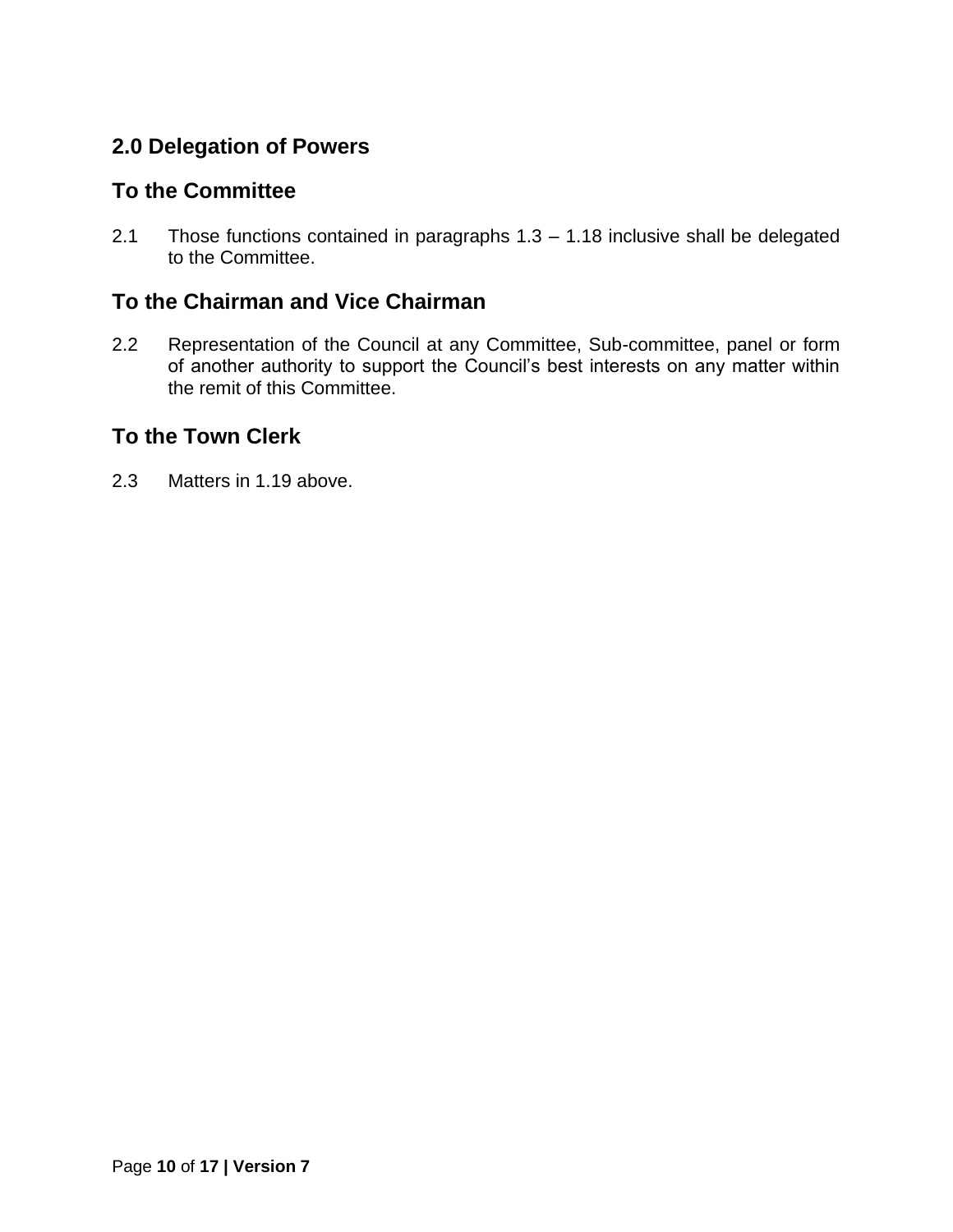## 2.0 Delegation of Powers

### To the Committee

2.1 Those functions contained in paragraphs 1.3 – 1.18 inclusive shall be delegated to the Committee.

### To the Chairman and Vice Chairman

2.2 Representation of the Council at any Committee, Sub-committee, panel or form of another authority to support the Council's best interests on any matter within the remit of this Committee.

### To the Town Clerk

2.3 Matters in 1.19 above.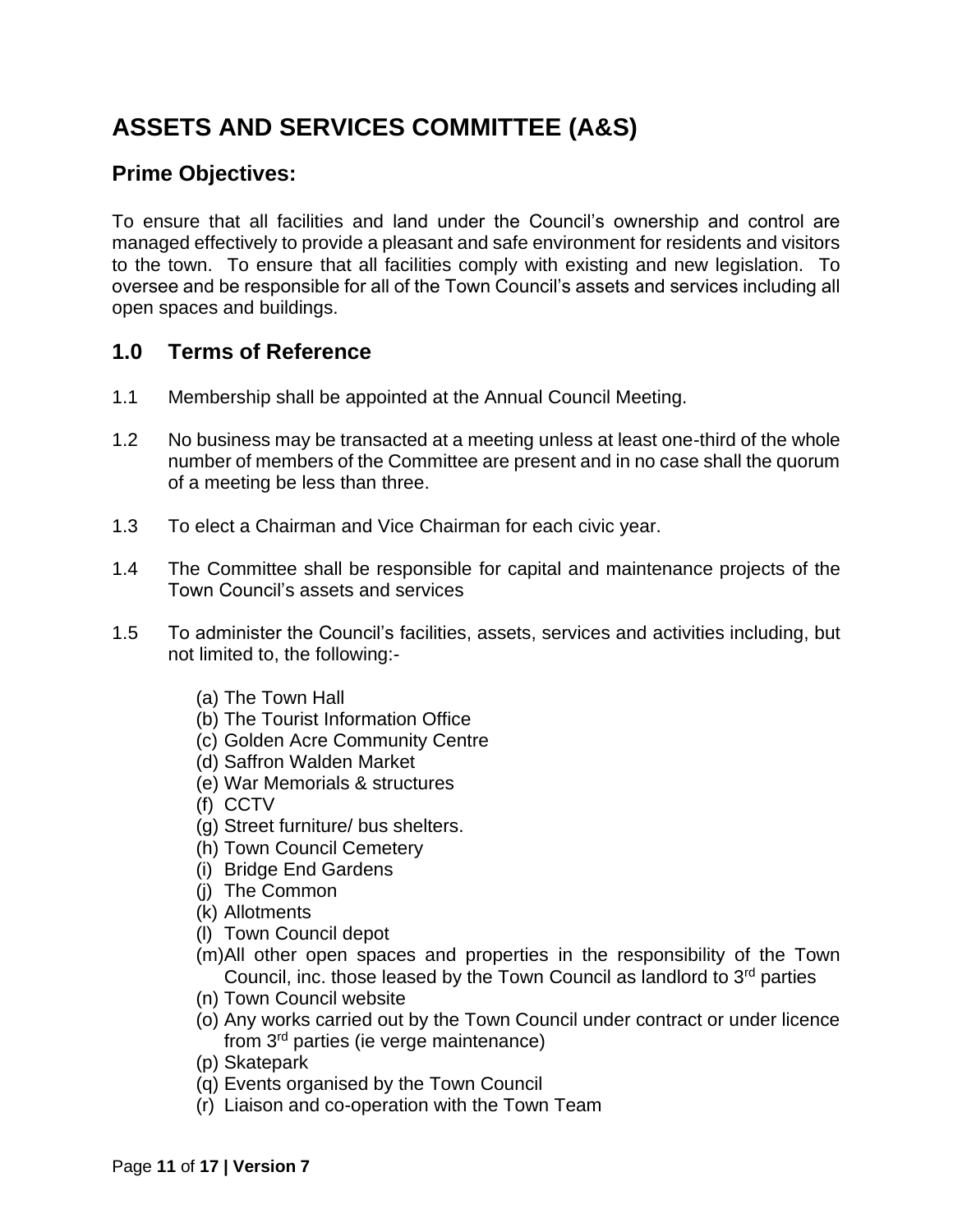# ASSETS AND SERVICES COMMITTEE (A&S)

## Prime Objectives:

To ensure that all facilities and land under the Council's ownership and control are managed effectively to provide a pleasant and safe environment for residents and visitors to the town. To ensure that all facilities comply with existing and new legislation. To oversee and be responsible for all of the Town Council's assets and services including all open spaces and buildings.

## 1.0 Terms of Reference

1.1 Membership shall be appointed at the Annual Council Meeting.

1.2 No business may be transacted at a meeting unless at least one-third of the whole number of members of the Committee are present and in no case shall the quorum of a meeting be less than three.

1.3 To elect a Chairman and Vice Chairman for each civic year.

1.4 The Committee shall be responsible for capital and maintenance projects of the Town Council's assets and services

1.5 To administer the Council's facilities, assets, services and activities including, but not limited to, the following:-

- (a) The Town Hall
- (b) The Tourist Information Office
- (c) Golden Acre Community Centre
- (d) Saffron Walden Market
- (e) War Memorials & structures
- (f) CCTV
- (g) Street furniture/ bus shelters.
- (h) Town Council Cemetery
- (i) Bridge End Gardens
- (j) The Common
- (k) Allotments
- (l) Town Council depot
- (m) All other open spaces and properties in the responsibility of the Town Council, inc. those leased by the Town Council as landlord to 3rd parties
- (n) Town Council website
- (o) Any works carried out by the Town Council under contract or under licence from 3rd parties (ie verge maintenance)
- (p) Skatepark
- (q) Events organised by the Town Council
- (r) Liaison and co-operation with the Town Team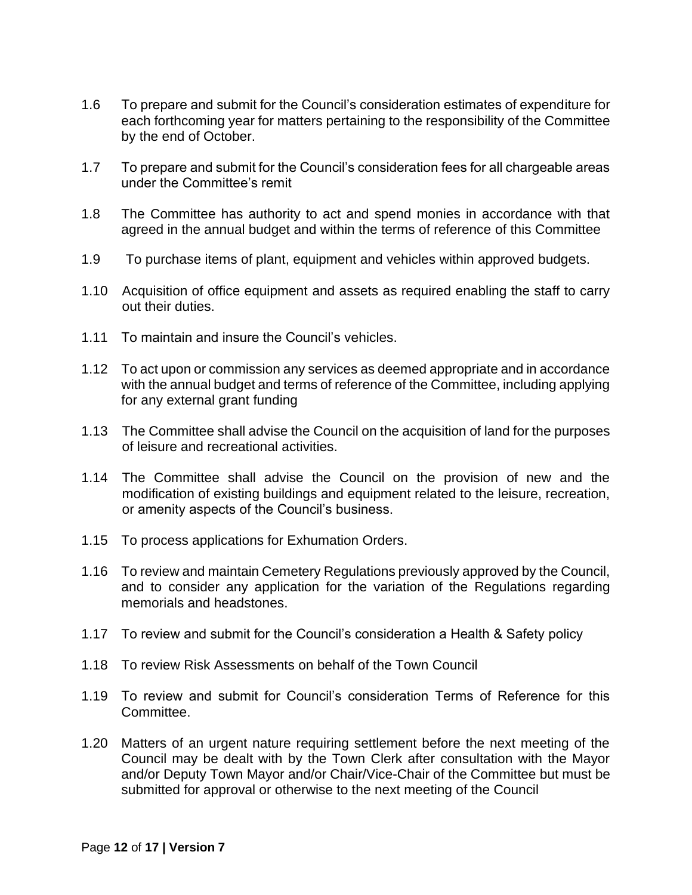1.6 To prepare and submit for the Council's consideration estimates of expenditure for each forthcoming year for matters pertaining to the responsibility of the Committee by the end of October.

1.7 To prepare and submit for the Council's consideration fees for all chargeable areas under the Committee's remit

1.8 The Committee has authority to act and spend monies in accordance with that agreed in the annual budget and within the terms of reference of this Committee

1.9 To purchase items of plant, equipment and vehicles within approved budgets.

1.10 Acquisition of office equipment and assets as required enabling the staff to carry out their duties.

1.11 To maintain and insure the Council's vehicles.

1.12 To act upon or commission any services as deemed appropriate and in accordance with the annual budget and terms of reference of the Committee, including applying for any external grant funding

1.13 The Committee shall advise the Council on the acquisition of land for the purposes of leisure and recreational activities.

1.14 The Committee shall advise the Council on the provision of new and the modification of existing buildings and equipment related to the leisure, recreation, or amenity aspects of the Council's business.

1.15 To process applications for Exhumation Orders.

1.16 To review and maintain Cemetery Regulations previously approved by the Council, and to consider any application for the variation of the Regulations regarding memorials and headstones.

1.17 To review and submit for the Council's consideration a Health & Safety policy

1.18 To review Risk Assessments on behalf of the Town Council

1.19 To review and submit for Council's consideration Terms of Reference for this Committee.

1.20 Matters of an urgent nature requiring settlement before the next meeting of the Council may be dealt with by the Town Clerk after consultation with the Mayor and/or Deputy Town Mayor and/or Chair/Vice-Chair of the Committee but must be submitted for approval or otherwise to the next meeting of the Council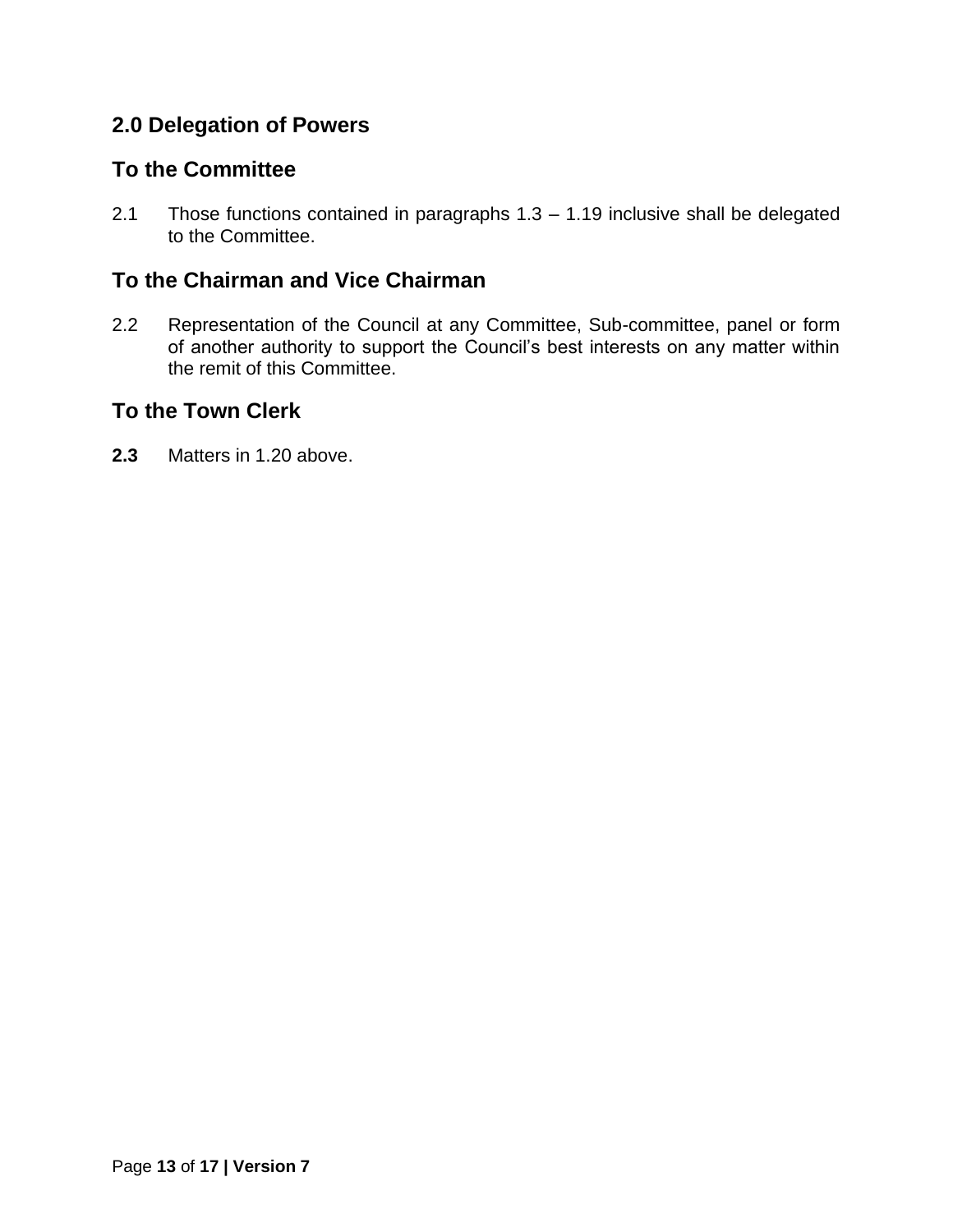## 2.0 Delegation of Powers

## To the Committee

2.1 Those functions contained in paragraphs 1.3 – 1.19 inclusive shall be delegated to the Committee.

## To the Chairman and Vice Chairman

2.2 Representation of the Council at any Committee, Sub-committee, panel or form of another authority to support the Council's best interests on any matter within the remit of this Committee.

## To the Town Clerk

**2.3** Matters in 1.20 above.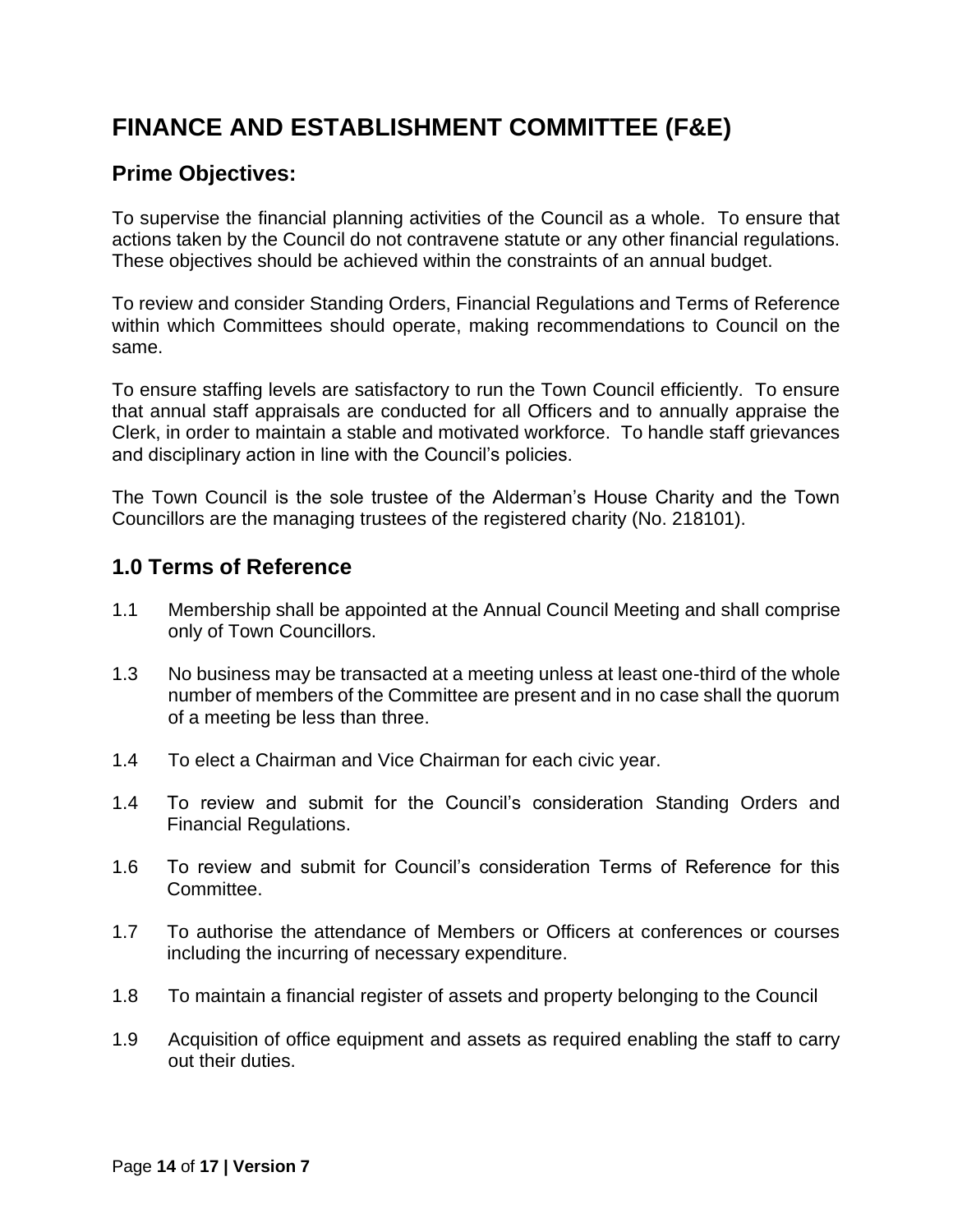# FINANCE AND ESTABLISHMENT COMMITTEE (F&E)

## Prime Objectives:

To supervise the financial planning activities of the Council as a whole. To ensure that actions taken by the Council do not contravene statute or any other financial regulations. These objectives should be achieved within the constraints of an annual budget.

To review and consider Standing Orders, Financial Regulations and Terms of Reference within which Committees should operate, making recommendations to Council on the same.

To ensure staffing levels are satisfactory to run the Town Council efficiently. To ensure that annual staff appraisals are conducted for all Officers and to annually appraise the Clerk, in order to maintain a stable and motivated workforce. To handle staff grievances and disciplinary action in line with the Council's policies.

The Town Council is the sole trustee of the Alderman's House Charity and the Town Councillors are the managing trustees of the registered charity (No. 218101).

## 1.0 Terms of Reference

1.1 Membership shall be appointed at the Annual Council Meeting and shall comprise only of Town Councillors.

1.3 No business may be transacted at a meeting unless at least one-third of the whole number of members of the Committee are present and in no case shall the quorum of a meeting be less than three.

1.4 To elect a Chairman and Vice Chairman for each civic year.

1.4 To review and submit for the Council's consideration Standing Orders and Financial Regulations.

1.6 To review and submit for Council's consideration Terms of Reference for this Committee.

1.7 To authorise the attendance of Members or Officers at conferences or courses including the incurring of necessary expenditure.

1.8 To maintain a financial register of assets and property belonging to the Council

1.9 Acquisition of office equipment and assets as required enabling the staff to carry out their duties.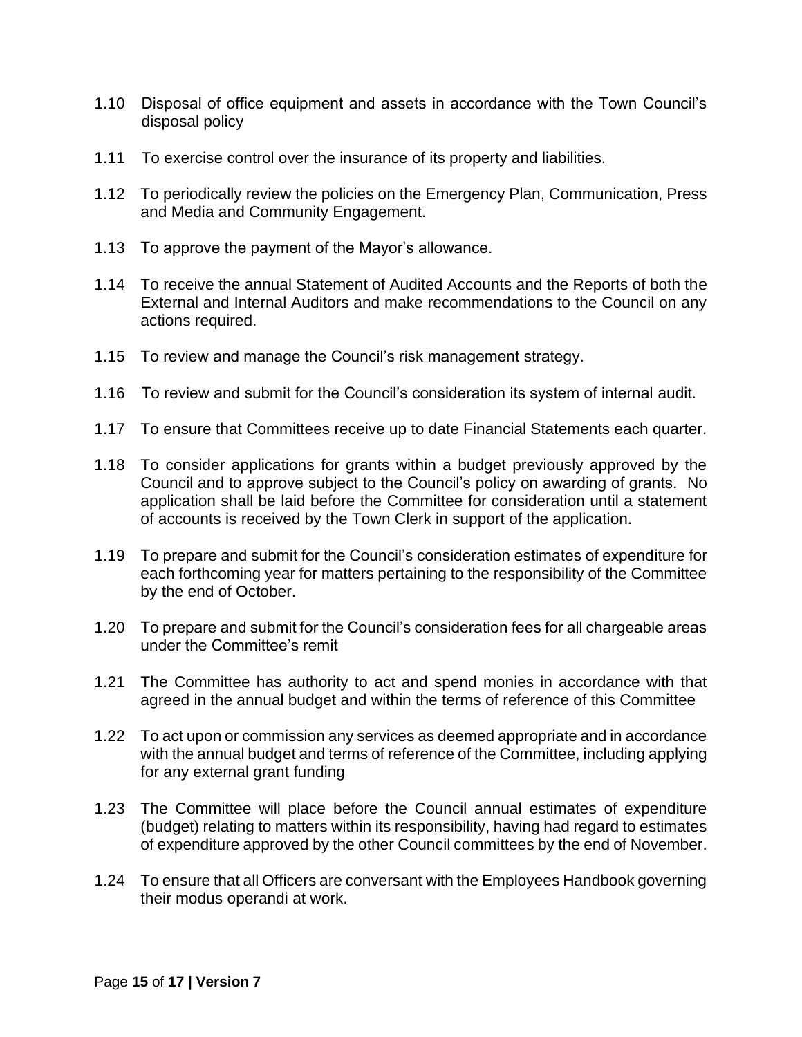1.10 Disposal of office equipment and assets in accordance with the Town Council's disposal policy

1.11 To exercise control over the insurance of its property and liabilities.

1.12 To periodically review the policies on the Emergency Plan, Communication, Press and Media and Community Engagement.

1.13 To approve the payment of the Mayor's allowance.

1.14 To receive the annual Statement of Audited Accounts and the Reports of both the External and Internal Auditors and make recommendations to the Council on any actions required.

1.15 To review and manage the Council's risk management strategy.

1.16 To review and submit for the Council's consideration its system of internal audit.

1.17 To ensure that Committees receive up to date Financial Statements each quarter.

1.18 To consider applications for grants within a budget previously approved by the Council and to approve subject to the Council's policy on awarding of grants. No application shall be laid before the Committee for consideration until a statement of accounts is received by the Town Clerk in support of the application.

1.19 To prepare and submit for the Council's consideration estimates of expenditure for each forthcoming year for matters pertaining to the responsibility of the Committee by the end of October.

1.20 To prepare and submit for the Council's consideration fees for all chargeable areas under the Committee's remit

1.21 The Committee has authority to act and spend monies in accordance with that agreed in the annual budget and within the terms of reference of this Committee

1.22 To act upon or commission any services as deemed appropriate and in accordance with the annual budget and terms of reference of the Committee, including applying for any external grant funding

1.23 The Committee will place before the Council annual estimates of expenditure (budget) relating to matters within its responsibility, having had regard to estimates of expenditure approved by the other Council committees by the end of November.

1.24 To ensure that all Officers are conversant with the Employees Handbook governing their modus operandi at work.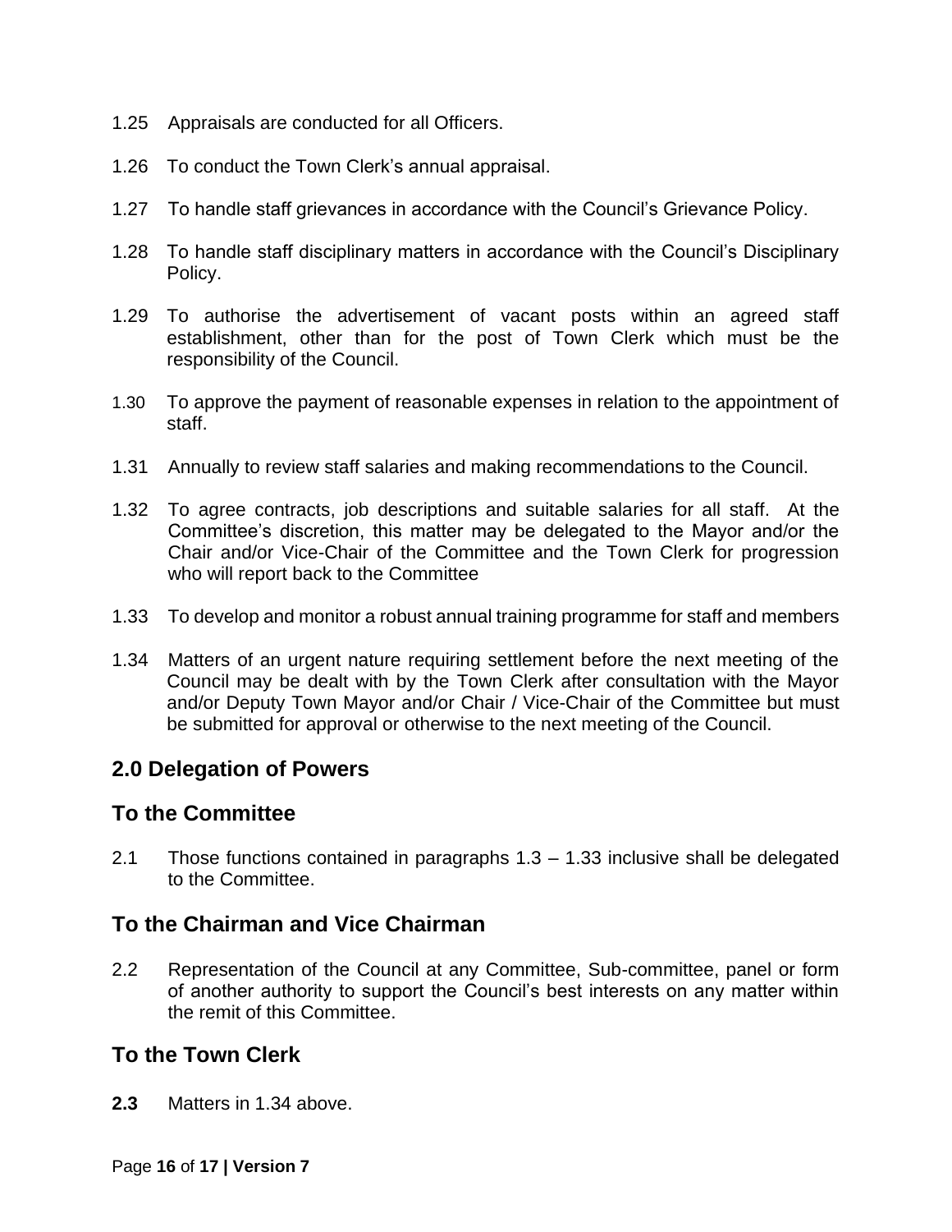1.25 Appraisals are conducted for all Officers.

1.26 To conduct the Town Clerk's annual appraisal.

1.27 To handle staff grievances in accordance with the Council's Grievance Policy.

1.28 To handle staff disciplinary matters in accordance with the Council's Disciplinary Policy.

1.29 To authorise the advertisement of vacant posts within an agreed staff establishment, other than for the post of Town Clerk which must be the responsibility of the Council.

1.30 To approve the payment of reasonable expenses in relation to the appointment of staff.

1.31 Annually to review staff salaries and making recommendations to the Council.

1.32 To agree contracts, job descriptions and suitable salaries for all staff. At the Committee's discretion, this matter may be delegated to the Mayor and/or the Chair and/or Vice-Chair of the Committee and the Town Clerk for progression who will report back to the Committee

1.33 To develop and monitor a robust annual training programme for staff and members

1.34 Matters of an urgent nature requiring settlement before the next meeting of the Council may be dealt with by the Town Clerk after consultation with the Mayor and/or Deputy Town Mayor and/or Chair / Vice-Chair of the Committee but must be submitted for approval or otherwise to the next meeting of the Council.

## 2.0 Delegation of Powers

## To the Committee

2.1 Those functions contained in paragraphs 1.3 – 1.33 inclusive shall be delegated to the Committee.

## To the Chairman and Vice Chairman

2.2 Representation of the Council at any Committee, Sub-committee, panel or form of another authority to support the Council's best interests on any matter within the remit of this Committee.

## To the Town Clerk

**2.3** Matters in 1.34 above.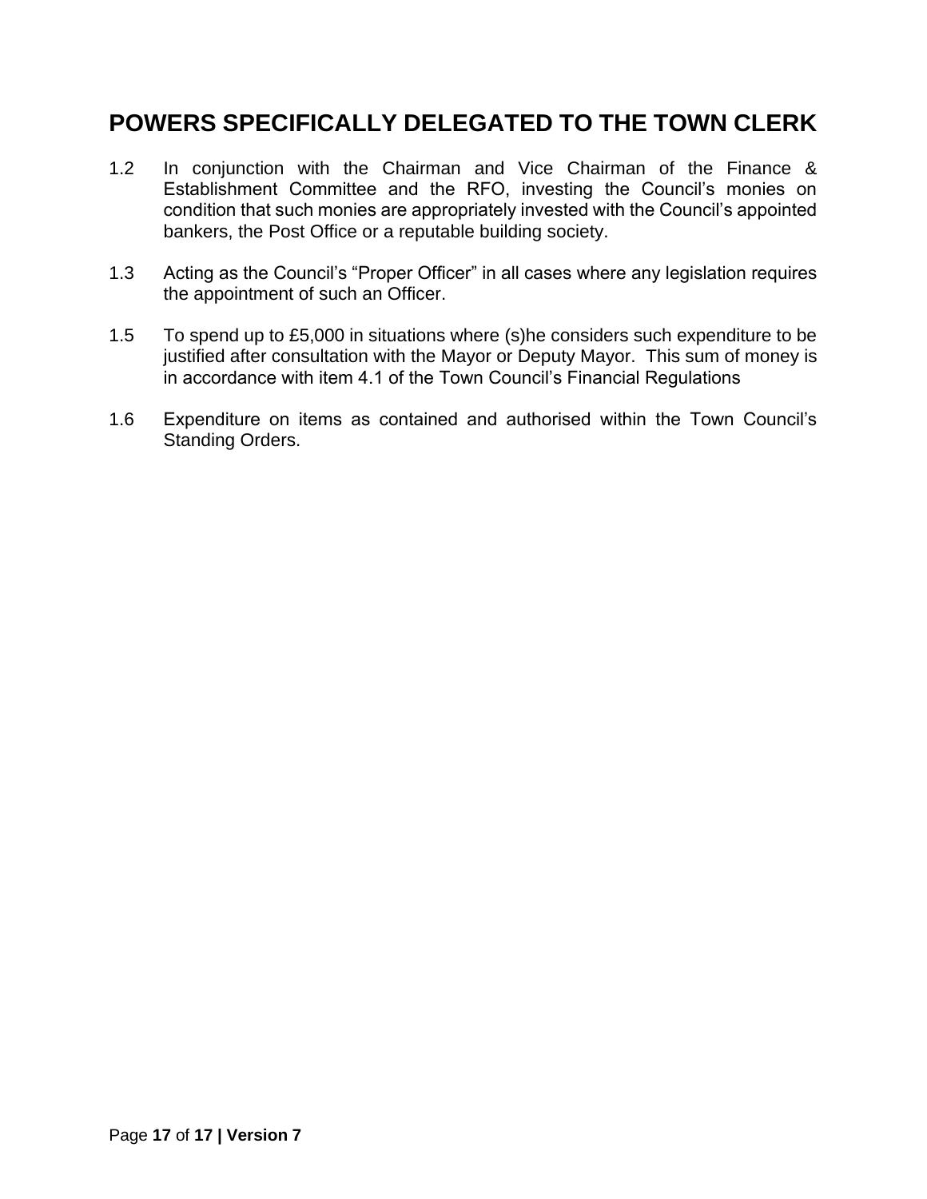## POWERS SPECIFICALLY DELEGATED TO THE TOWN CLERK

1.2 In conjunction with the Chairman and Vice Chairman of the Finance & Establishment Committee and the RFO, investing the Council's monies on condition that such monies are appropriately invested with the Council's appointed bankers, the Post Office or a reputable building society.

1.3 Acting as the Council's "Proper Officer" in all cases where any legislation requires the appointment of such an Officer.

1.5 To spend up to £5,000 in situations where (s)he considers such expenditure to be justified after consultation with the Mayor or Deputy Mayor. This sum of money is in accordance with item 4.1 of the Town Council's Financial Regulations

1.6 Expenditure on items as contained and authorised within the Town Council's Standing Orders.